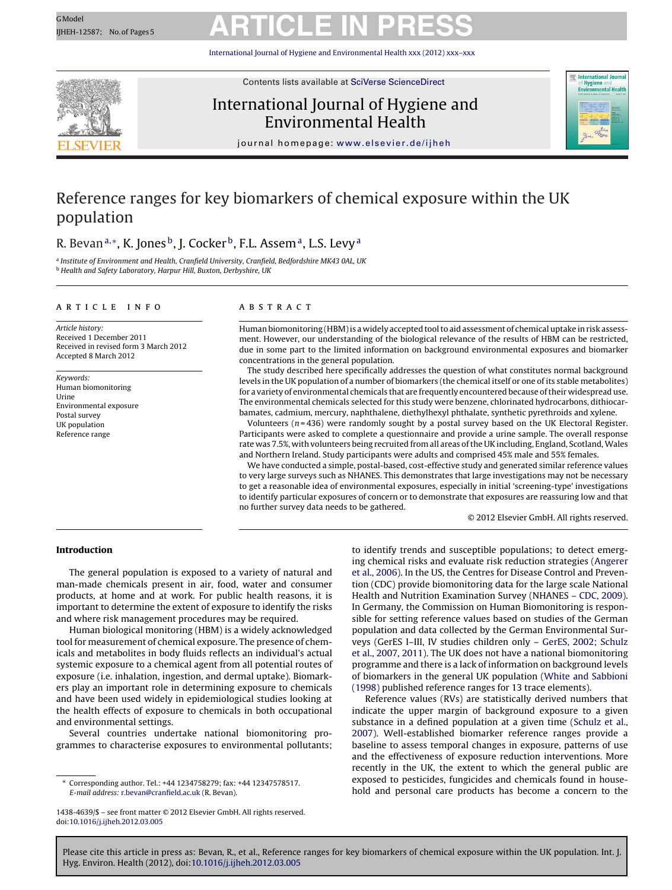# Reference ranges for key biomarkers of chemical exposure within the UK population

R. Bevan[a,*], K. Jones[b], J. Cocker[b], F.L. Assem[a], L.S. Levy[a]

[a] Institute of Environment and Health, Cranfield University, Cranfield, Bedfordshire MK43 0AL, UK
[b] Health and Safety Laboratory, Harpur Hill, Buxton, Derbyshire, UK

## ARTICLE INFO

*Article history:*
Received 1 December 2011
Received in revised form 3 March 2012
Accepted 8 March 2012

*Keywords:*
Human biomonitoring
Urine
Environmental exposure
Postal survey
UK population
Reference range

## ABSTRACT

Human biomonitoring (HBM) is a widely accepted tool to aid assessment of chemical uptake in risk assessment. However, our understanding of the biological relevance of the results of HBM can be restricted, due in some part to the limited information on background environmental exposures and biomarker concentrations in the general population.

The study described here specifically addresses the question of what constitutes normal background levels in the UK population of a number of biomarkers (the chemical itself or one of its stable metabolites) for a variety of environmental chemicals that are frequently encountered because of their widespread use. The environmental chemicals selected for this study were benzene, chlorinated hydrocarbons, dithiocarbamates, cadmium, mercury, naphthalene, diethylhexyl phthalate, synthetic pyrethroids and xylene.

Volunteers ($n = 436$) were randomly sought by a postal survey based on the UK Electoral Register. Participants were asked to complete a questionnaire and provide a urine sample. The overall response rate was 7.5%, with volunteers being recruited from all areas of the UK including, England, Scotland, Wales and Northern Ireland. Study participants were adults and comprised 45% male and 55% females.

We have conducted a simple, postal-based, cost-effective study and generated similar reference values to very large surveys such as NHANES. This demonstrates that large investigations may not be necessary to get a reasonable idea of environmental exposures, especially in initial 'screening-type' investigations to identify particular exposures of concern or to demonstrate that exposures are reassuring low and that no further survey data needs to be gathered.

© 2012 Elsevier GmbH. All rights reserved.

## Introduction

The general population is exposed to a variety of natural and man-made chemicals present in air, food, water and consumer products, at home and at work. For public health reasons, it is important to determine the extent of exposure to identify the risks and where risk management procedures may be required.

Human biological monitoring (HBM) is a widely acknowledged tool for measurement of chemical exposure. The presence of chemicals and metabolites in body fluids reflects an individual's actual systemic exposure to a chemical agent from all potential routes of exposure (i.e. inhalation, ingestion, and dermal uptake). Biomarkers play an important role in determining exposure to chemicals and have been used widely in epidemiological studies looking at the health effects of exposure to chemicals in both occupational and environmental settings.

Several countries undertake national biomonitoring programmes to characterise exposures to environmental pollutants; to identify trends and susceptible populations; to detect emerging chemical risks and evaluate risk reduction strategies (Angerer et al., 2006). In the US, the Centres for Disease Control and Prevention (CDC) provide biomonitoring data for the large scale National Health and Nutrition Examination Survey (NHANES – CDC, 2009). In Germany, the Commission on Human Biomonitoring is responsible for setting reference values based on studies of the German population and data collected by the German Environmental Surveys (GerES I–III, IV studies children only – GerES, 2002; Schulz et al., 2007, 2011). The UK does not have a national biomonitoring programme and there is a lack of information on background levels of biomarkers in the general UK population (White and Sabbioni (1998) published reference ranges for 13 trace elements).

Reference values (RVs) are statistically derived numbers that indicate the upper margin of background exposure to a given substance in a defined population at a given time (Schulz et al., 2007). Well-established biomarker reference ranges provide a baseline to assess temporal changes in exposure, patterns of use and the effectiveness of exposure reduction interventions. More recently in the UK, the extent to which the general public are exposed to pesticides, fungicides and chemicals found in household and personal care products has become a concern to the

\* Corresponding author. Tel.: +44 1234758279; fax: +44 12347578517.
*E-mail address:* r.bevan@cranfield.ac.uk (R. Bevan).

1438-4639/$ – see front matter © 2012 Elsevier GmbH. All rights reserved.
doi:10.1016/j.ijheh.2012.03.005

Please cite this article in press as: Bevan, R., et al., Reference ranges for key biomarkers of chemical exposure within the UK population. Int. J. Hyg. Environ. Health (2012), doi:10.1016/j.ijheh.2012.03.005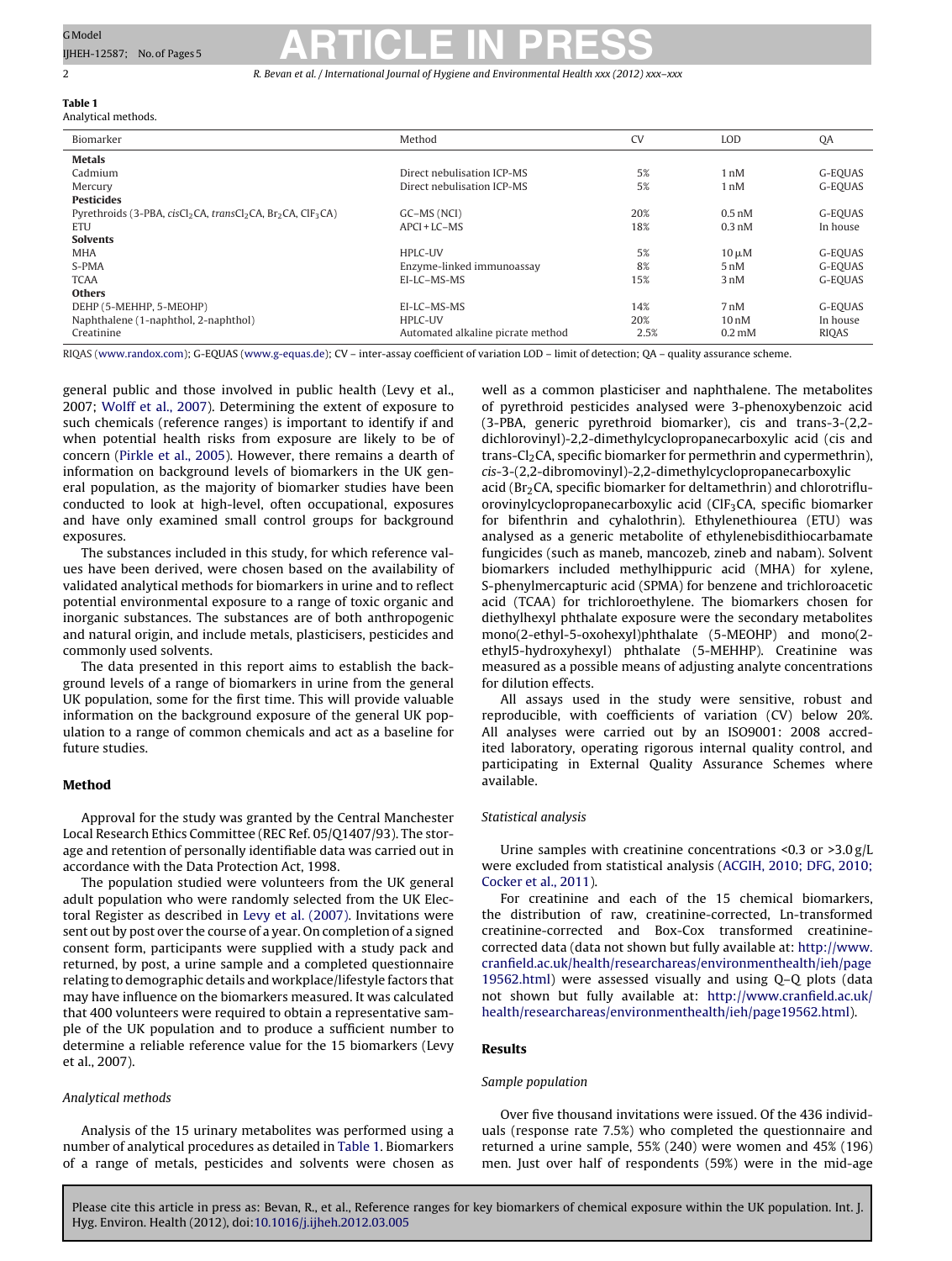**Table 1**
Analytical methods.

| Biomarker | Method | CV | LOD | QA |
|---|---|---|---|---|
| **Metals** | | | | |
| Cadmium | Direct nebulisation ICP-MS | 5% | 1 nM | G-EQUAS |
| Mercury | Direct nebulisation ICP-MS | 5% | 1 nM | G-EQUAS |
| **Pesticides** | | | | |
| Pyrethroids (3-PBA, *cis*$Cl_2$CA, *trans*$Cl_2$CA, $Br_2$CA, Cl$F_3$CA) | GC–MS (NCI) | 20% | 0.5 nM | G-EQUAS |
| ETU | APCI + LC–MS | 18% | 0.3 nM | In house |
| **Solvents** | | | | |
| MHA | HPLC-UV | 5% | 10 μM | G-EQUAS |
| S-PMA | Enzyme-linked immunoassay | 8% | 5 nM | G-EQUAS |
| TCAA | EI-LC–MS-MS | 15% | 3 nM | G-EQUAS |
| **Others** | | | | |
| DEHP (5-MEHHP, 5-MEOHP) | EI-LC–MS-MS | 14% | 7 nM | G-EQUAS |
| Naphthalene (1-naphthol, 2-naphthol) | HPLC-UV | 20% | 10 nM | In house |
| Creatinine | Automated alkaline picrate method | 2.5% | 0.2 mM | RIQAS |

RIQAS (www.randox.com); G-EQUAS (www.g-equas.de); CV – inter-assay coefficient of variation LOD – limit of detection; QA – quality assurance scheme.

general public and those involved in public health (Levy et al., 2007; Wolff et al., 2007). Determining the extent of exposure to such chemicals (reference ranges) is important to identify if and when potential health risks from exposure are likely to be of concern (Pirkle et al., 2005). However, there remains a dearth of information on background levels of biomarkers in the UK general population, as the majority of biomarker studies have been conducted to look at high-level, often occupational, exposures and have only examined small control groups for background exposures.

The substances included in this study, for which reference values have been derived, were chosen based on the availability of validated analytical methods for biomarkers in urine and to reflect potential environmental exposure to a range of toxic organic and inorganic substances. The substances are of both anthropogenic and natural origin, and include metals, plasticisers, pesticides and commonly used solvents.

The data presented in this report aims to establish the background levels of a range of biomarkers in urine from the general UK population, some for the first time. This will provide valuable information on the background exposure of the general UK population to a range of common chemicals and act as a baseline for future studies.

## Method

Approval for the study was granted by the Central Manchester Local Research Ethics Committee (REC Ref. 05/Q1407/93). The storage and retention of personally identifiable data was carried out in accordance with the Data Protection Act, 1998.

The population studied were volunteers from the UK general adult population who were randomly selected from the UK Electoral Register as described in Levy et al. (2007). Invitations were sent out by post over the course of a year. On completion of a signed consent form, participants were supplied with a study pack and returned, by post, a urine sample and a completed questionnaire relating to demographic details and workplace/lifestyle factors that may have influence on the biomarkers measured. It was calculated that 400 volunteers were required to obtain a representative sample of the UK population and to produce a sufficient number to determine a reliable reference value for the 15 biomarkers (Levy et al., 2007).

### Analytical methods

Analysis of the 15 urinary metabolites was performed using a number of analytical procedures as detailed in Table 1. Biomarkers of a range of metals, pesticides and solvents were chosen as well as a common plasticiser and naphthalene. The metabolites of pyrethroid pesticides analysed were 3-phenoxybenzoic acid (3-PBA, generic pyrethroid biomarker), cis and trans-3-(2,2-dichlorovinyl)-2,2-dimethylcyclopropanecarboxylic acid (cis and trans-$Cl_2$CA, specific biomarker for permethrin and cypermethrin), *cis*-3-(2,2-dibromovinyl)-2,2-dimethylcyclopropanecarboxylic acid ($Br_2$CA, specific biomarker for deltamethrin) and chlorotrifluorovinylcyclopropanecarboxylic acid (Cl$F_3$CA, specific biomarker for bifenthrin and cyhalothrin). Ethylenethiourea (ETU) was analysed as a generic metabolite of ethylenebisdithiocarbamate fungicides (such as maneb, mancozeb, zineb and nabam). Solvent biomarkers included methylhippuric acid (MHA) for xylene, S-phenylmercapturic acid (SPMA) for benzene and trichloroacetic acid (TCAA) for trichloroethylene. The biomarkers chosen for diethylhexyl phthalate exposure were the secondary metabolites mono(2-ethyl-5-oxohexyl)phthalate (5-MEOHP) and mono(2-ethyl5-hydroxyhexyl) phthalate (5-MEHHP). Creatinine was measured as a possible means of adjusting analyte concentrations for dilution effects.

All assays used in the study were sensitive, robust and reproducible, with coefficients of variation (CV) below 20%. All analyses were carried out by an ISO9001: 2008 accredited laboratory, operating rigorous internal quality control, and participating in External Quality Assurance Schemes where available.

### Statistical analysis

Urine samples with creatinine concentrations <0.3 or >3.0 g/L were excluded from statistical analysis (ACGIH, 2010; DFG, 2010; Cocker et al., 2011).

For creatinine and each of the 15 chemical biomarkers, the distribution of raw, creatinine-corrected, Ln-transformed creatinine-corrected and Box-Cox transformed creatinine-corrected data (data not shown but fully available at: http://www.cranfield.ac.uk/health/researchareas/environmenthealth/ieh/page19562.html) were assessed visually and using Q–Q plots (data not shown but fully available at: http://www.cranfield.ac.uk/health/researchareas/environmenthealth/ieh/page19562.html).

## Results

### Sample population

Over five thousand invitations were issued. Of the 436 individuals (response rate 7.5%) who completed the questionnaire and returned a urine sample, 55% (240) were women and 45% (196) men. Just over half of respondents (59%) were in the mid-age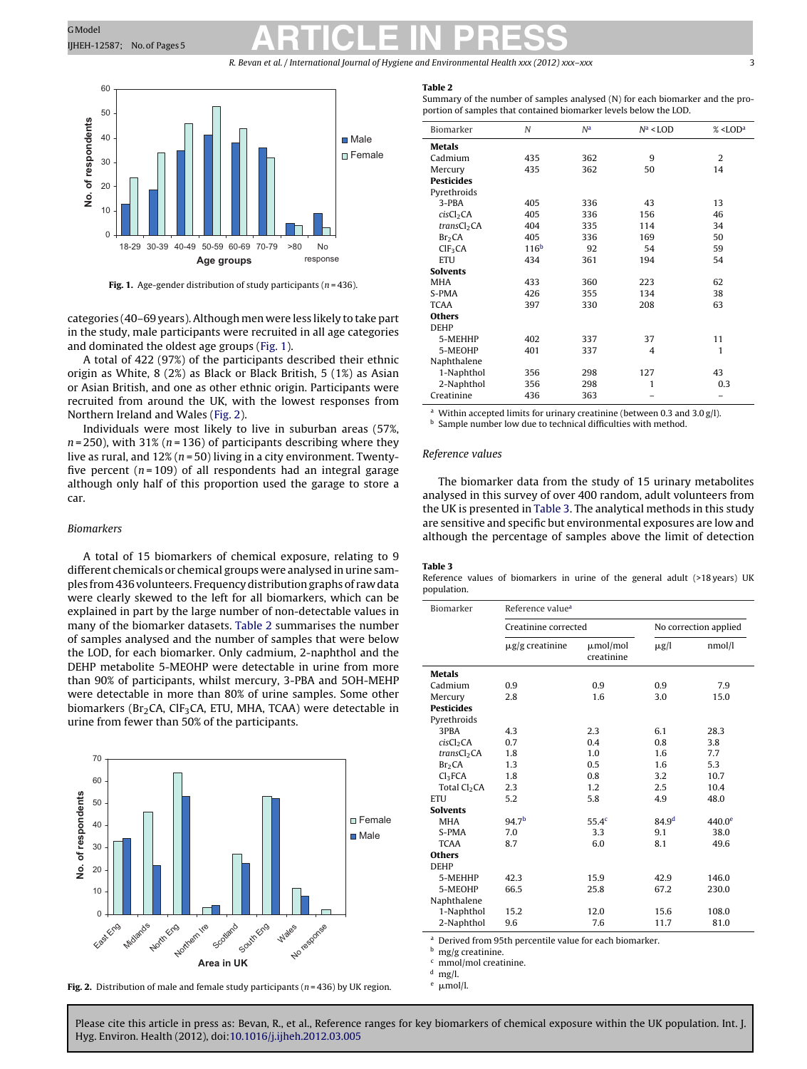Fig. 1. Age-gender distribution of study participants (n = 436).

categories (40–69 years). Although men were less likely to take part in the study, male participants were recruited in all age categories and dominated the oldest age groups (Fig. 1).

A total of 422 (97%) of the participants described their ethnic origin as White, 8 (2%) as Black or Black British, 5 (1%) as Asian or Asian British, and one as other ethnic origin. Participants were recruited from around the UK, with the lowest responses from Northern Ireland and Wales (Fig. 2).

Individuals were most likely to live in suburban areas (57%, n = 250), with 31% (n = 136) of participants describing where they live as rural, and 12% (n = 50) living in a city environment. Twenty-five percent (n = 109) of all respondents had an integral garage although only half of this proportion used the garage to store a car.

## Biomarkers

A total of 15 biomarkers of chemical exposure, relating to 9 different chemicals or chemical groups were analysed in urine samples from 436 volunteers. Frequency distribution graphs of raw data were clearly skewed to the left for all biomarkers, which can be explained in part by the large number of non-detectable values in many of the biomarker datasets. Table 2 summarises the number of samples analysed and the number of samples that were below the LOD, for each biomarker. Only cadmium, 2-naphthol and the DEHP metabolite 5-MEOHP were detectable in urine from more than 90% of participants, whilst mercury, 3-PBA and 5OH-MEHP were detectable in more than 80% of urine samples. Some other biomarkers ($Br_2CA$, $ClF_3CA$, ETU, MHA, TCAA) were detectable in urine from fewer than 50% of the participants.

Fig. 2. Distribution of male and female study participants (n = 436) by UK region.

**Table 2**
Summary of the number of samples analysed (N) for each biomarker and the proportion of samples that contained biomarker levels below the LOD.

| Biomarker | N | N[a] | N[a] <LOD | % <LOD[a] |
|---|---|---|---|---|
| **Metals** | | | | |
| Cadmium | 435 | 362 | 9 | 2 |
| Mercury | 435 | 362 | 50 | 14 |
| **Pesticides** | | | | |
| Pyrethroids | | | | |
| 3-PBA | 405 | 336 | 43 | 13 |
| *cis*$Cl_2$CA | 405 | 336 | 156 | 46 |
| *trans*$Cl_2$CA | 404 | 335 | 114 | 34 |
| $Br_2$CA | 405 | 336 | 169 | 50 |
| $ClF_3$CA | 116[b] | 92 | 54 | 59 |
| ETU | 434 | 361 | 194 | 54 |
| **Solvents** | | | | |
| MHA | 433 | 360 | 223 | 62 |
| S-PMA | 426 | 355 | 134 | 38 |
| TCAA | 397 | 330 | 208 | 63 |
| **Others** | | | | |
| DEHP | | | | |
| 5-MEHHP | 402 | 337 | 37 | 11 |
| 5-MEOHP | 401 | 337 | 4 | 1 |
| Naphthalene | | | | |
| 1-Naphthol | 356 | 298 | 127 | 43 |
| 2-Naphthol | 356 | 298 | 1 | 0.3 |
| Creatinine | 436 | 363 | – | – |

[a] Within accepted limits for urinary creatinine (between 0.3 and 3.0 g/l).
[b] Sample number low due to technical difficulties with method.

## Reference values

The biomarker data from the study of 15 urinary metabolites analysed in this survey of over 400 random, adult volunteers from the UK is presented in Table 3. The analytical methods in this study are sensitive and specific but environmental exposures are low and although the percentage of samples above the limit of detection

**Table 3**
Reference values of biomarkers in urine of the general adult (>18 years) UK population.

| Biomarker | Reference value[a] | | | |
|---|---|---|---|---|
| | Creatinine corrected | | No correction applied | |
| | μg/g creatinine | μmol/mol creatinine | μg/l | nmol/l |
| **Metals** | | | | |
| Cadmium | 0.9 | 0.9 | 0.9 | 7.9 |
| Mercury | 2.8 | 1.6 | 3.0 | 15.0 |
| **Pesticides** | | | | |
| Pyrethroids | | | | |
| 3PBA | 4.3 | 2.3 | 6.1 | 28.3 |
| *cis*$Cl_2$CA | 0.7 | 0.4 | 0.8 | 3.8 |
| *trans*$Cl_2$CA | 1.8 | 1.0 | 1.6 | 7.7 |
| $Br_2$CA | 1.3 | 0.5 | 1.6 | 5.3 |
| $Cl_3$FCA | 1.8 | 0.8 | 3.2 | 10.7 |
| Total $Cl_2$CA | 2.3 | 1.2 | 2.5 | 10.4 |
| ETU | 5.2 | 5.8 | 4.9 | 48.0 |
| **Solvents** | | | | |
| MHA | 94.7[b] | 55.4[c] | 84.9[d] | 440.0[e] |
| S-PMA | 7.0 | 3.3 | 9.1 | 38.0 |
| TCAA | 8.7 | 6.0 | 8.1 | 49.6 |
| **Others** | | | | |
| DEHP | | | | |
| 5-MEHHP | 42.3 | 15.9 | 42.9 | 146.0 |
| 5-MEOHP | 66.5 | 25.8 | 67.2 | 230.0 |
| Naphthalene | | | | |
| 1-Naphthol | 15.2 | 12.0 | 15.6 | 108.0 |
| 2-Naphthol | 9.6 | 7.6 | 11.7 | 81.0 |

[a] Derived from 95th percentile value for each biomarker.
[b] mg/g creatinine.
[c] mmol/mol creatinine.
[d] mg/l.
[e] μmol/l.

Please cite this article in press as: Bevan, R., et al., Reference ranges for key biomarkers of chemical exposure within the UK population. Int. J. Hyg. Environ. Health (2012), doi:10.1016/j.ijheh.2012.03.005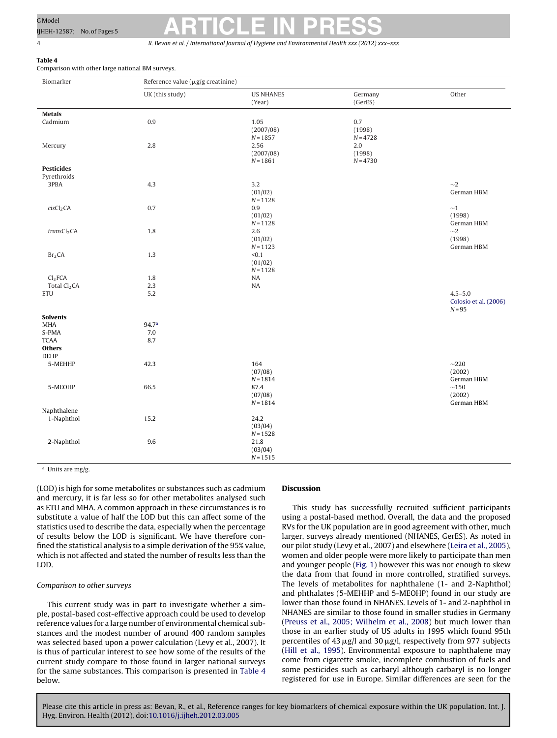**Table 4**
Comparison with other large national BM surveys.

| Biomarker | Reference value (μg/g creatinine) | | | |
|---|---|---|---|---|
| | UK (this study) | US NHANES (Year) | Germany (GerES) | Other |
| **Metals** | | | | |
| Cadmium | 0.9 | 1.05 (2007/08) $N = 1857$ | 0.7 (1998) $N = 4728$ | |
| Mercury | 2.8 | 2.56 (2007/08) $N = 1861$ | 2.0 (1998) $N = 4730$ | |
| **Pesticides** | | | | |
| Pyrethroids | | | | |
| 3PBA | 4.3 | 3.2 (01/02) $N = 1128$ | | ~2 German HBM |
| *cis*$Cl_2$CA | 0.7 | 0.9 (01/02) $N = 1128$ | | ~1 (1998) German HBM |
| *trans*$Cl_2$CA | 1.8 | 2.6 (01/02) $N = 1123$ | | ~2 (1998) German HBM |
| $Br_2$CA | 1.3 | <0.1 (01/02) $N = 1128$ | | |
| $Cl_3$FCA | 1.8 | NA | | |
| Total $Cl_2$CA | 2.3 | NA | | |
| ETU | 5.2 | | | 4.5–5.0 Colosio et al. (2006) $N = 95$ |
| **Solvents** | | | | |
| MHA | 94.7[a] | | | |
| S-PMA | 7.0 | | | |
| TCAA | 8.7 | | | |
| **Others** | | | | |
| DEHP | | | | |
| 5-MEHHP | 42.3 | 164 (07/08) $N = 1814$ | | ~220 (2002) German HBM |
| 5-MEOHP | 66.5 | 87.4 (07/08) $N = 1814$ | | ~150 (2002) German HBM |
| Naphthalene | | | | |
| 1-Naphthol | 15.2 | 24.2 (03/04) $N = 1528$ | | |
| 2-Naphthol | 9.6 | 21.8 (03/04) $N = 1515$ | | |

[a] Units are mg/g.

(LOD) is high for some metabolites or substances such as cadmium and mercury, it is far less so for other metabolites analysed such as ETU and MHA. A common approach in these circumstances is to substitute a value of half the LOD but this can affect some of the statistics used to describe the data, especially when the percentage of results below the LOD is significant. We have therefore confined the statistical analysis to a simple derivation of the 95% value, which is not affected and stated the number of results less than the LOD.

### *Comparison to other surveys*

This current study was in part to investigate whether a simple, postal-based cost-effective approach could be used to develop reference values for a large number of environmental chemical substances and the modest number of around 400 random samples was selected based upon a power calculation (Levy et al., 2007). It is thus of particular interest to see how some of the results of the current study compare to those found in larger national surveys for the same substances. This comparison is presented in Table 4 below.

## Discussion

This study has successfully recruited sufficient participants using a postal-based method. Overall, the data and the proposed RVs for the UK population are in good agreement with other, much larger, surveys already mentioned (NHANES, GerES). As noted in our pilot study (Levy et al., 2007) and elsewhere (Leira et al., 2005), women and older people were more likely to participate than men and younger people (Fig. 1) however this was not enough to skew the data from that found in more controlled, stratified surveys. The levels of metabolites for naphthalene (1- and 2-Naphthol) and phthalates (5-MEHHP and 5-MEOHP) found in our study are lower than those found in NHANES. Levels of 1- and 2-naphthol in NHANES are similar to those found in smaller studies in Germany (Preuss et al., 2005; Wilhelm et al., 2008) but much lower than those in an earlier study of US adults in 1995 which found 95th percentiles of 43 μg/l and 30 μg/l, respectively from 977 subjects (Hill et al., 1995). Environmental exposure to naphthalene may come from cigarette smoke, incomplete combustion of fuels and some pesticides such as carbaryl although carbaryl is no longer registered for use in Europe. Similar differences are seen for the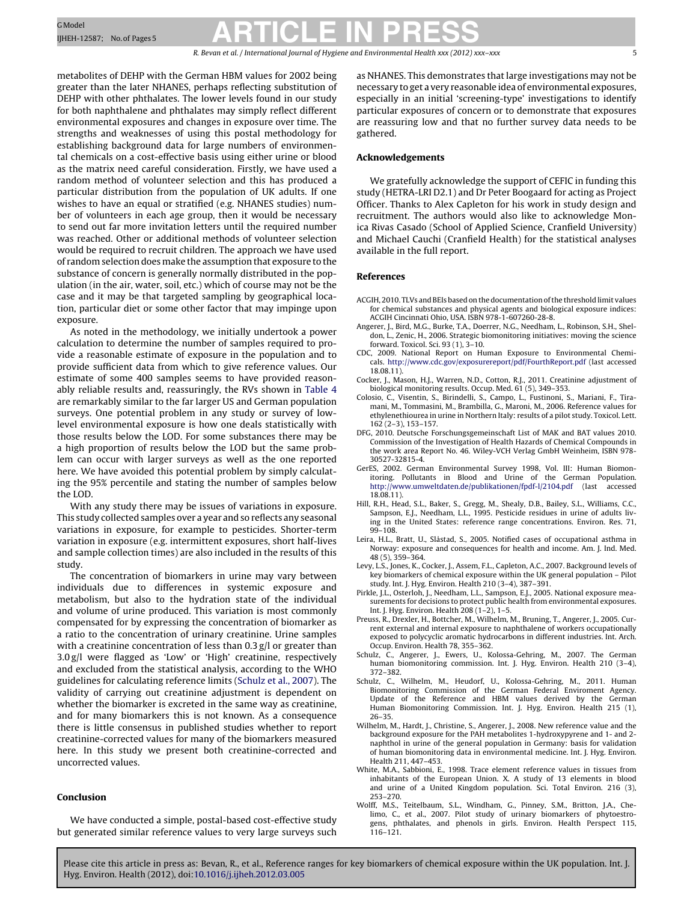metabolites of DEHP with the German HBM values for 2002 being greater than the later NHANES, perhaps reflecting substitution of DEHP with other phthalates. The lower levels found in our study for both naphthalene and phthalates may simply reflect different environmental exposures and changes in exposure over time. The strengths and weaknesses of using this postal methodology for establishing background data for large numbers of environmental chemicals on a cost-effective basis using either urine or blood as the matrix need careful consideration. Firstly, we have used a random method of volunteer selection and this has produced a particular distribution from the population of UK adults. If one wishes to have an equal or stratified (e.g. NHANES studies) number of volunteers in each age group, then it would be necessary to send out far more invitation letters until the required number was reached. Other or additional methods of volunteer selection would be required to recruit children. The approach we have used of random selection does make the assumption that exposure to the substance of concern is generally normally distributed in the population (in the air, water, soil, etc.) which of course may not be the case and it may be that targeted sampling by geographical location, particular diet or some other factor that may impinge upon exposure.

As noted in the methodology, we initially undertook a power calculation to determine the number of samples required to provide a reasonable estimate of exposure in the population and to provide sufficient data from which to give reference values. Our estimate of some 400 samples seems to have provided reasonably reliable results and, reassuringly, the RVs shown in Table 4 are remarkably similar to the far larger US and German population surveys. One potential problem in any study or survey of low-level environmental exposure is how one deals statistically with those results below the LOD. For some substances there may be a high proportion of results below the LOD but the same problem can occur with larger surveys as well as the one reported here. We have avoided this potential problem by simply calculating the 95% percentile and stating the number of samples below the LOD.

With any study there may be issues of variations in exposure. This study collected samples over a year and so reflects any seasonal variations in exposure, for example to pesticides. Shorter-term variation in exposure (e.g. intermittent exposures, short half-lives and sample collection times) are also included in the results of this study.

The concentration of biomarkers in urine may vary between individuals due to differences in systemic exposure and metabolism, but also to the hydration state of the individual and volume of urine produced. This variation is most commonly compensated for by expressing the concentration of biomarker as a ratio to the concentration of urinary creatinine. Urine samples with a creatinine concentration of less than 0.3 g/l or greater than 3.0 g/l were flagged as 'Low' or 'High' creatinine, respectively and excluded from the statistical analysis, according to the WHO guidelines for calculating reference limits (Schulz et al., 2007). The validity of carrying out creatinine adjustment is dependent on whether the biomarker is excreted in the same way as creatinine, and for many biomarkers this is not known. As a consequence there is little consensus in published studies whether to report creatinine-corrected values for many of the biomarkers measured here. In this study we present both creatinine-corrected and uncorrected values.

## Conclusion

We have conducted a simple, postal-based cost-effective study but generated similar reference values to very large surveys such as NHANES. This demonstrates that large investigations may not be necessary to get a very reasonable idea of environmental exposures, especially in an initial 'screening-type' investigations to identify particular exposures of concern or to demonstrate that exposures are reassuring low and that no further survey data needs to be gathered.

## Acknowledgements

We gratefully acknowledge the support of CEFIC in funding this study (HETRA-LRI D2.1) and Dr Peter Boogaard for acting as Project Officer. Thanks to Alex Capleton for his work in study design and recruitment. The authors would also like to acknowledge Monica Rivas Casado (School of Applied Science, Cranfield University) and Michael Cauchi (Cranfield Health) for the statistical analyses available in the full report.

## References

ACGIH, 2010. TLVs and BEIs based on the documentation of the threshold limit values for chemical substances and physical agents and biological exposure indices: ACGIH Cincinnati Ohio, USA. ISBN 978-1-607260-28-8.

Angerer, J., Bird, M.G., Burke, T.A., Doerrer, N.G., Needham, L., Robinson, S.H., Sheldon, L., Zenic, H., 2006. Strategic biomonitoring initiatives: moving the science forward. Toxicol. Sci. 93 (1), 3–10.

CDC, 2009. National Report on Human Exposure to Environmental Chemicals. http://www.cdc.gov/exposurereport/pdf/FourthReport.pdf (last accessed 18.08.11).

Cocker, J., Mason, H.J., Warren, N.D., Cotton, R.J., 2011. Creatinine adjustment of biological monitoring results. Occup. Med. 61 (5), 349–353.

Colosio, C., Visentin, S., Birindelli, S., Campo, L., Fustinoni, S., Mariani, F., Tiramani, M., Tommasini, M., Brambilla, G., Maroni, M., 2006. Reference values for ethylenethiourea in urine in Northern Italy: results of a pilot study. Toxicol. Lett. 162 (2–3), 153–157.

DFG, 2010. Deutsche Forschungsgemeinschaft List of MAK and BAT values 2010. Commission of the Investigation of Health Hazards of Chemical Compounds in the work area Report No. 46. Wiley-VCH Verlag GmbH Weinheim, ISBN 978-30527-32815-4.

GerES, 2002. German Environmental Survey 1998, Vol. III: Human Biomonitoring. Pollutants in Blood and Urine of the German Population. http://www.umweltdaten.de/publikationen/fpdf-l/2104.pdf (last accessed 18.08.11).

Hill, R.H., Head, S.L., Baker, S., Gregg, M., Shealy, D.B., Bailey, S.L., Williams, C.C., Sampson, E.J., Needham, L.L., 1995. Pesticide residues in urine of adults living in the United States: reference range concentrations. Environ. Res. 71, 99–108.

Leira, H.L., Bratt, U., Slåstad, S., 2005. Notified cases of occupational asthma in Norway: exposure and consequences for health and income. Am. J. Ind. Med. 48 (5), 359–364.

Levy, L.S., Jones, K., Cocker, J., Assem, F.L., Capleton, A.C., 2007. Background levels of key biomarkers of chemical exposure within the UK general population – Pilot study. Int. J. Hyg. Environ. Health 210 (3–4), 387–391.

Pirkle, J.L., Osterloh, J., Needham, L.L., Sampson, E.J., 2005. National exposure measurements for decisions to protect public health from environmental exposures. Int. J. Hyg. Environ. Health 208 (1–2), 1–5.

Preuss, R., Drexler, H., Bottcher, M., Wilhelm, M., Bruning, T., Angerer, J., 2005. Current external and internal exposure to naphthalene of workers occupationally exposed to polycyclic aromatic hydrocarbons in different industries. Int. Arch. Occup. Environ. Health 78, 355–362.

Schulz, C., Angerer, J., Ewers, U., Kolossa-Gehring, M., 2007. The German human biomonitoring commission. Int. J. Hyg. Environ. Health 210 (3–4), 372–382.

Schulz, C., Wilhelm, M., Heudorf, U., Kolossa-Gehring, M., 2011. Human Biomonitoring Commission of the German Federal Enviroment Agency. Update of the Reference and HBM values derived by the German Human Biomonitoring Commission. Int. J. Hyg. Environ. Health 215 (1), 26–35.

Wilhelm, M., Hardt, J., Christine, S., Angerer, J., 2008. New reference value and the background exposure for the PAH metabolites 1-hydroxypyrene and 1- and 2-naphthol in urine of the general population in Germany: basis for validation of human biomonitoring data in environmental medicine. Int. J. Hyg. Environ. Health 211, 447–453.

White, M.A., Sabbioni, E., 1998. Trace element reference values in tissues from inhabitants of the European Union. X. A study of 13 elements in blood and urine of a United Kingdom population. Sci. Total Environ. 216 (3), 253–270.

Wolff, M.S., Teitelbaum, S.L., Windham, G., Pinney, S.M., Britton, J.A., Chelimo, C., et al., 2007. Pilot study of urinary biomarkers of phytoestrogens, phthalates, and phenols in girls. Environ. Health Perspect 115, 116–121.

Please cite this article in press as: Bevan, R., et al., Reference ranges for key biomarkers of chemical exposure within the UK population. Int. J. Hyg. Environ. Health (2012), doi:10.1016/j.ijheh.2012.03.005